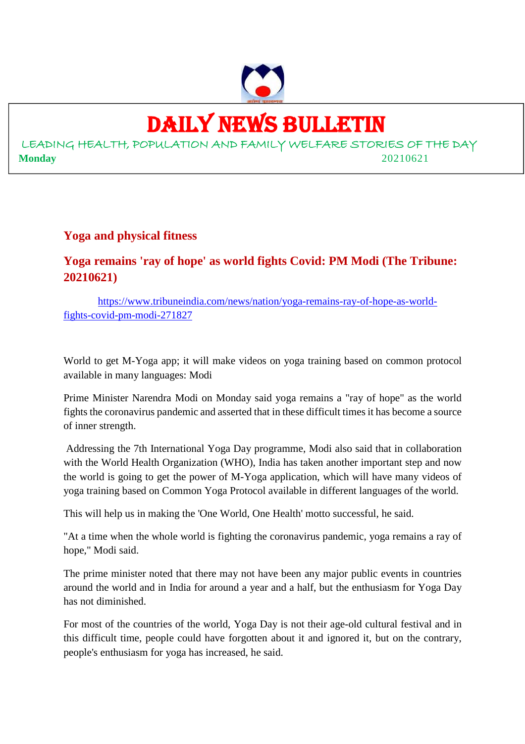# DAILY NEWS BULLETIN

LEADING HEALTH, POPULATION AND FAMILY WELFARE STORIES OF THE DAY

**Monday** 20210621

## Yoga and physical fitness

## Yoga remains 'ray of hope' as world fights Covid: PM Modi (The Tribune: 20210621)

https://www.tribuneindia.com/news/nation/yoga-remains-ray-of-hope-as-world-fights-covid-pm-modi-271827

World to get M-Yoga app; it will make videos on yoga training based on common protocol available in many languages: Modi

Prime Minister Narendra Modi on Monday said yoga remains a "ray of hope" as the world fights the coronavirus pandemic and asserted that in these difficult times it has become a source of inner strength.

Addressing the 7th International Yoga Day programme, Modi also said that in collaboration with the World Health Organization (WHO), India has taken another important step and now the world is going to get the power of M-Yoga application, which will have many videos of yoga training based on Common Yoga Protocol available in different languages of the world.

This will help us in making the 'One World, One Health' motto successful, he said.

"At a time when the whole world is fighting the coronavirus pandemic, yoga remains a ray of hope," Modi said.

The prime minister noted that there may not have been any major public events in countries around the world and in India for around a year and a half, but the enthusiasm for Yoga Day has not diminished.

For most of the countries of the world, Yoga Day is not their age-old cultural festival and in this difficult time, people could have forgotten about it and ignored it, but on the contrary, people's enthusiasm for yoga has increased, he said.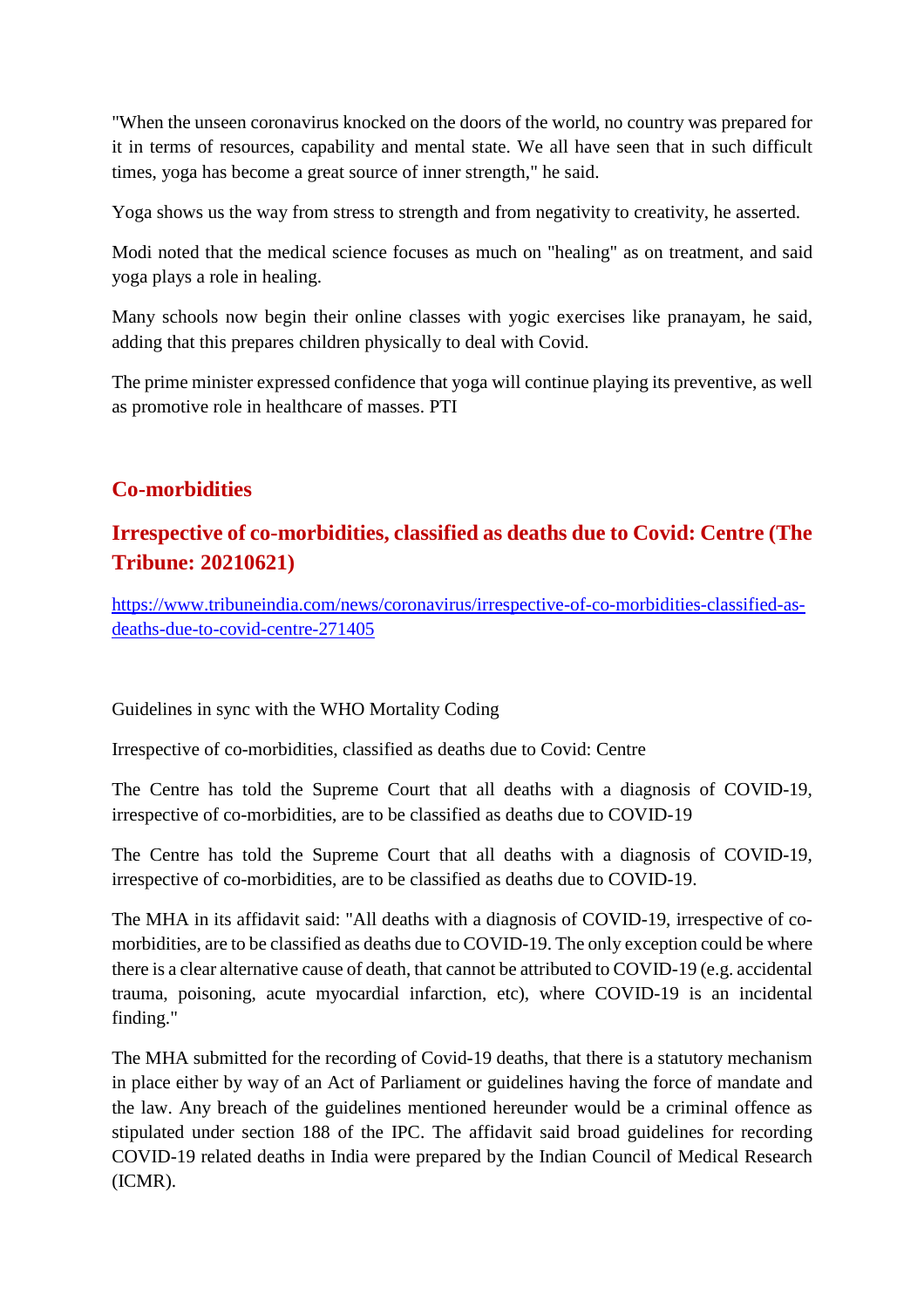"When the unseen coronavirus knocked on the doors of the world, no country was prepared for it in terms of resources, capability and mental state. We all have seen that in such difficult times, yoga has become a great source of inner strength," he said.

Yoga shows us the way from stress to strength and from negativity to creativity, he asserted.

Modi noted that the medical science focuses as much on "healing" as on treatment, and said yoga plays a role in healing.

Many schools now begin their online classes with yogic exercises like pranayam, he said, adding that this prepares children physically to deal with Covid.

The prime minister expressed confidence that yoga will continue playing its preventive, as well as promotive role in healthcare of masses. PTI

## Co-morbidities

## Irrespective of co-morbidities, classified as deaths due to Covid: Centre (The Tribune: 20210621)

https://www.tribuneindia.com/news/coronavirus/irrespective-of-co-morbidities-classified-as-deaths-due-to-covid-centre-271405

Guidelines in sync with the WHO Mortality Coding

Irrespective of co-morbidities, classified as deaths due to Covid: Centre

The Centre has told the Supreme Court that all deaths with a diagnosis of COVID-19, irrespective of co-morbidities, are to be classified as deaths due to COVID-19

The Centre has told the Supreme Court that all deaths with a diagnosis of COVID-19, irrespective of co-morbidities, are to be classified as deaths due to COVID-19.

The MHA in its affidavit said: "All deaths with a diagnosis of COVID-19, irrespective of co-morbidities, are to be classified as deaths due to COVID-19. The only exception could be where there is a clear alternative cause of death, that cannot be attributed to COVID-19 (e.g. accidental trauma, poisoning, acute myocardial infarction, etc), where COVID-19 is an incidental finding."

The MHA submitted for the recording of Covid-19 deaths, that there is a statutory mechanism in place either by way of an Act of Parliament or guidelines having the force of mandate and the law. Any breach of the guidelines mentioned hereunder would be a criminal offence as stipulated under section 188 of the IPC. The affidavit said broad guidelines for recording COVID-19 related deaths in India were prepared by the Indian Council of Medical Research (ICMR).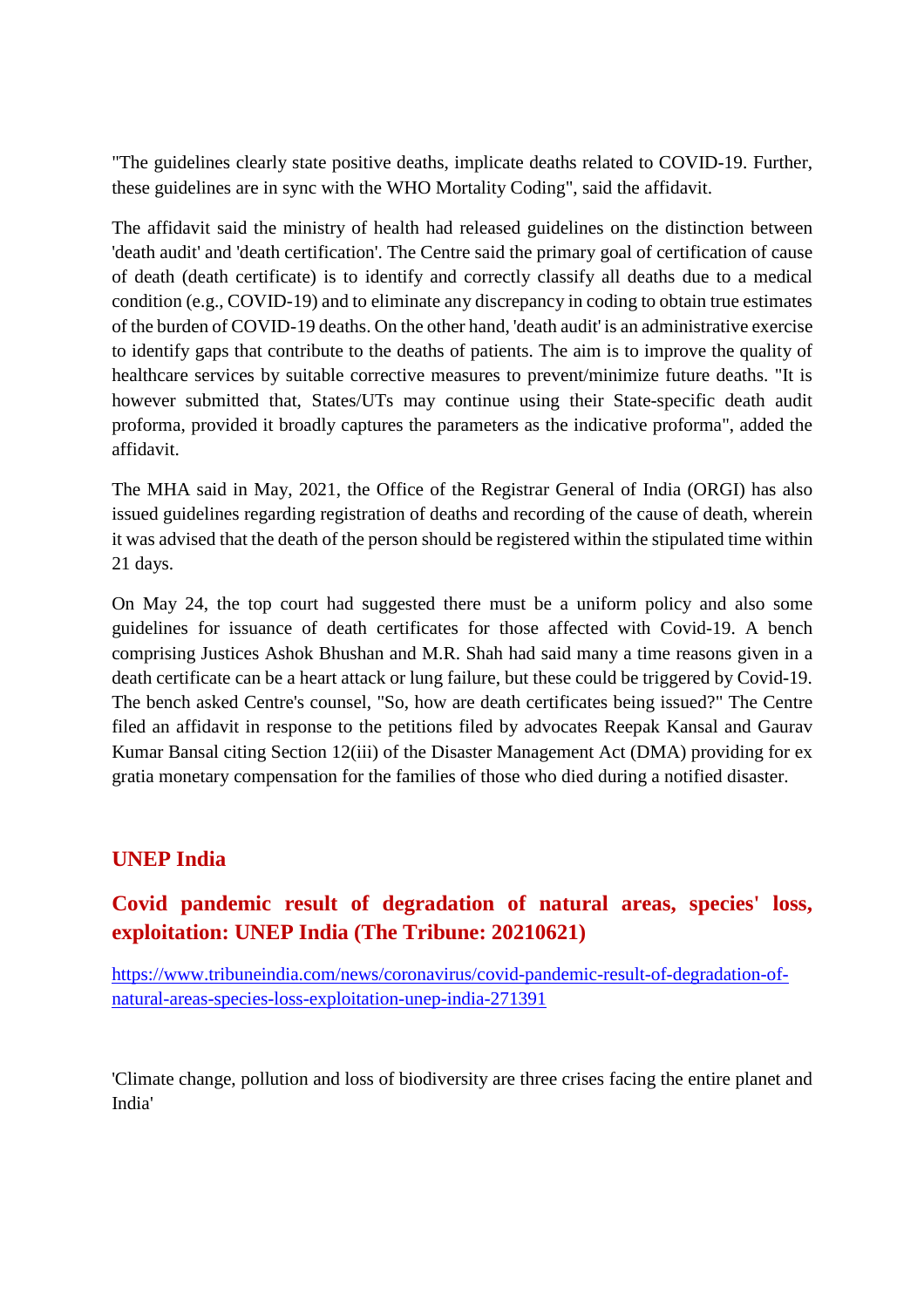"The guidelines clearly state positive deaths, implicate deaths related to COVID-19. Further, these guidelines are in sync with the WHO Mortality Coding", said the affidavit.

The affidavit said the ministry of health had released guidelines on the distinction between 'death audit' and 'death certification'. The Centre said the primary goal of certification of cause of death (death certificate) is to identify and correctly classify all deaths due to a medical condition (e.g., COVID-19) and to eliminate any discrepancy in coding to obtain true estimates of the burden of COVID-19 deaths. On the other hand, 'death audit' is an administrative exercise to identify gaps that contribute to the deaths of patients. The aim is to improve the quality of healthcare services by suitable corrective measures to prevent/minimize future deaths. "It is however submitted that, States/UTs may continue using their State-specific death audit proforma, provided it broadly captures the parameters as the indicative proforma", added the affidavit.

The MHA said in May, 2021, the Office of the Registrar General of India (ORGI) has also issued guidelines regarding registration of deaths and recording of the cause of death, wherein it was advised that the death of the person should be registered within the stipulated time within 21 days.

On May 24, the top court had suggested there must be a uniform policy and also some guidelines for issuance of death certificates for those affected with Covid-19. A bench comprising Justices Ashok Bhushan and M.R. Shah had said many a time reasons given in a death certificate can be a heart attack or lung failure, but these could be triggered by Covid-19. The bench asked Centre's counsel, "So, how are death certificates being issued?" The Centre filed an affidavit in response to the petitions filed by advocates Reepak Kansal and Gaurav Kumar Bansal citing Section 12(iii) of the Disaster Management Act (DMA) providing for ex gratia monetary compensation for the families of those who died during a notified disaster.

## UNEP India

## Covid pandemic result of degradation of natural areas, species' loss, exploitation: UNEP India (The Tribune: 20210621)

https://www.tribuneindia.com/news/coronavirus/covid-pandemic-result-of-degradation-of-natural-areas-species-loss-exploitation-unep-india-271391

'Climate change, pollution and loss of biodiversity are three crises facing the entire planet and India'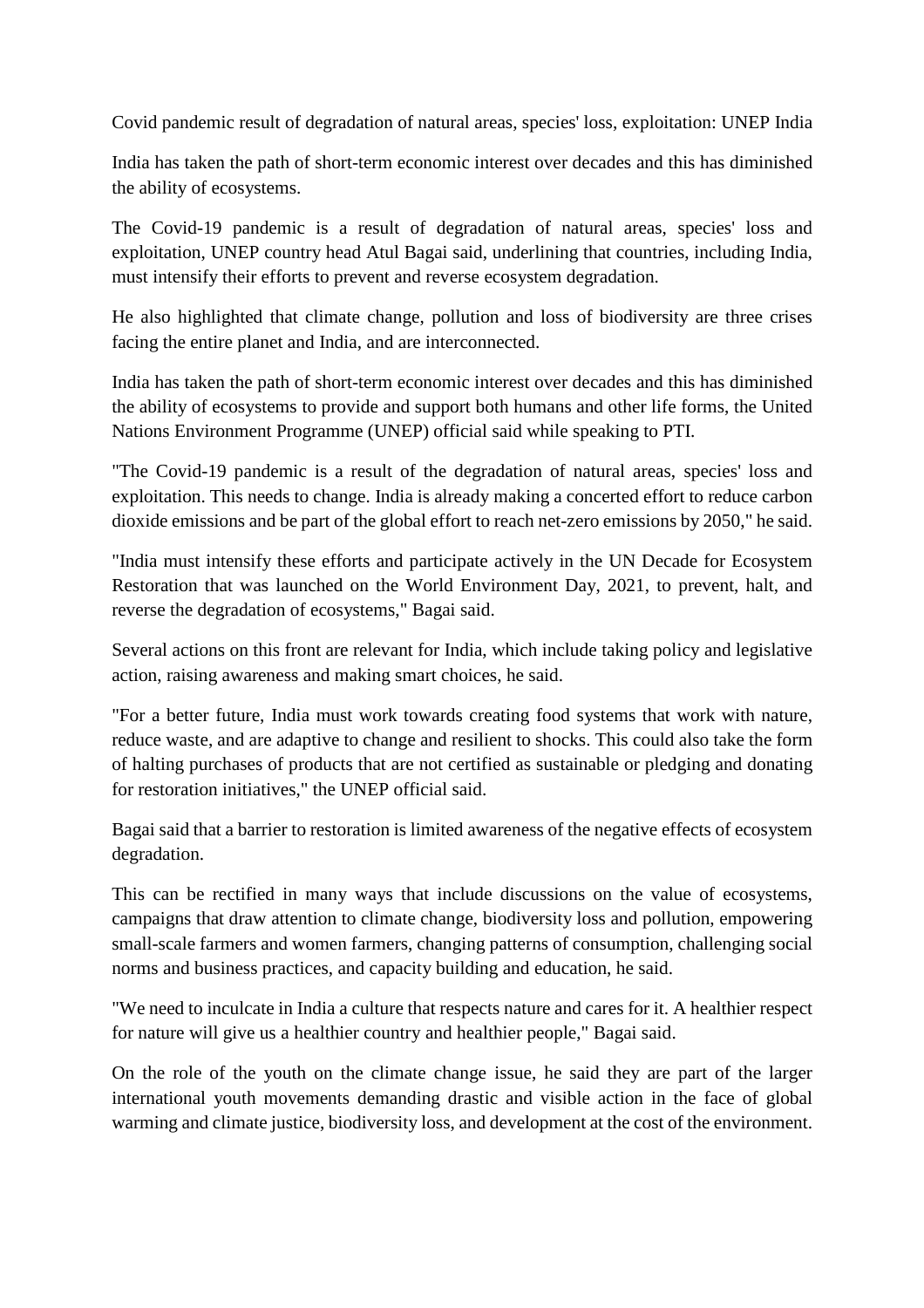# Covid pandemic result of degradation of natural areas, species' loss, exploitation: UNEP India

India has taken the path of short-term economic interest over decades and this has diminished the ability of ecosystems.

The Covid-19 pandemic is a result of degradation of natural areas, species' loss and exploitation, UNEP country head Atul Bagai said, underlining that countries, including India, must intensify their efforts to prevent and reverse ecosystem degradation.

He also highlighted that climate change, pollution and loss of biodiversity are three crises facing the entire planet and India, and are interconnected.

India has taken the path of short-term economic interest over decades and this has diminished the ability of ecosystems to provide and support both humans and other life forms, the United Nations Environment Programme (UNEP) official said while speaking to PTI.

"The Covid-19 pandemic is a result of the degradation of natural areas, species' loss and exploitation. This needs to change. India is already making a concerted effort to reduce carbon dioxide emissions and be part of the global effort to reach net-zero emissions by 2050," he said.

"India must intensify these efforts and participate actively in the UN Decade for Ecosystem Restoration that was launched on the World Environment Day, 2021, to prevent, halt, and reverse the degradation of ecosystems," Bagai said.

Several actions on this front are relevant for India, which include taking policy and legislative action, raising awareness and making smart choices, he said.

"For a better future, India must work towards creating food systems that work with nature, reduce waste, and are adaptive to change and resilient to shocks. This could also take the form of halting purchases of products that are not certified as sustainable or pledging and donating for restoration initiatives," the UNEP official said.

Bagai said that a barrier to restoration is limited awareness of the negative effects of ecosystem degradation.

This can be rectified in many ways that include discussions on the value of ecosystems, campaigns that draw attention to climate change, biodiversity loss and pollution, empowering small-scale farmers and women farmers, changing patterns of consumption, challenging social norms and business practices, and capacity building and education, he said.

"We need to inculcate in India a culture that respects nature and cares for it. A healthier respect for nature will give us a healthier country and healthier people," Bagai said.

On the role of the youth on the climate change issue, he said they are part of the larger international youth movements demanding drastic and visible action in the face of global warming and climate justice, biodiversity loss, and development at the cost of the environment.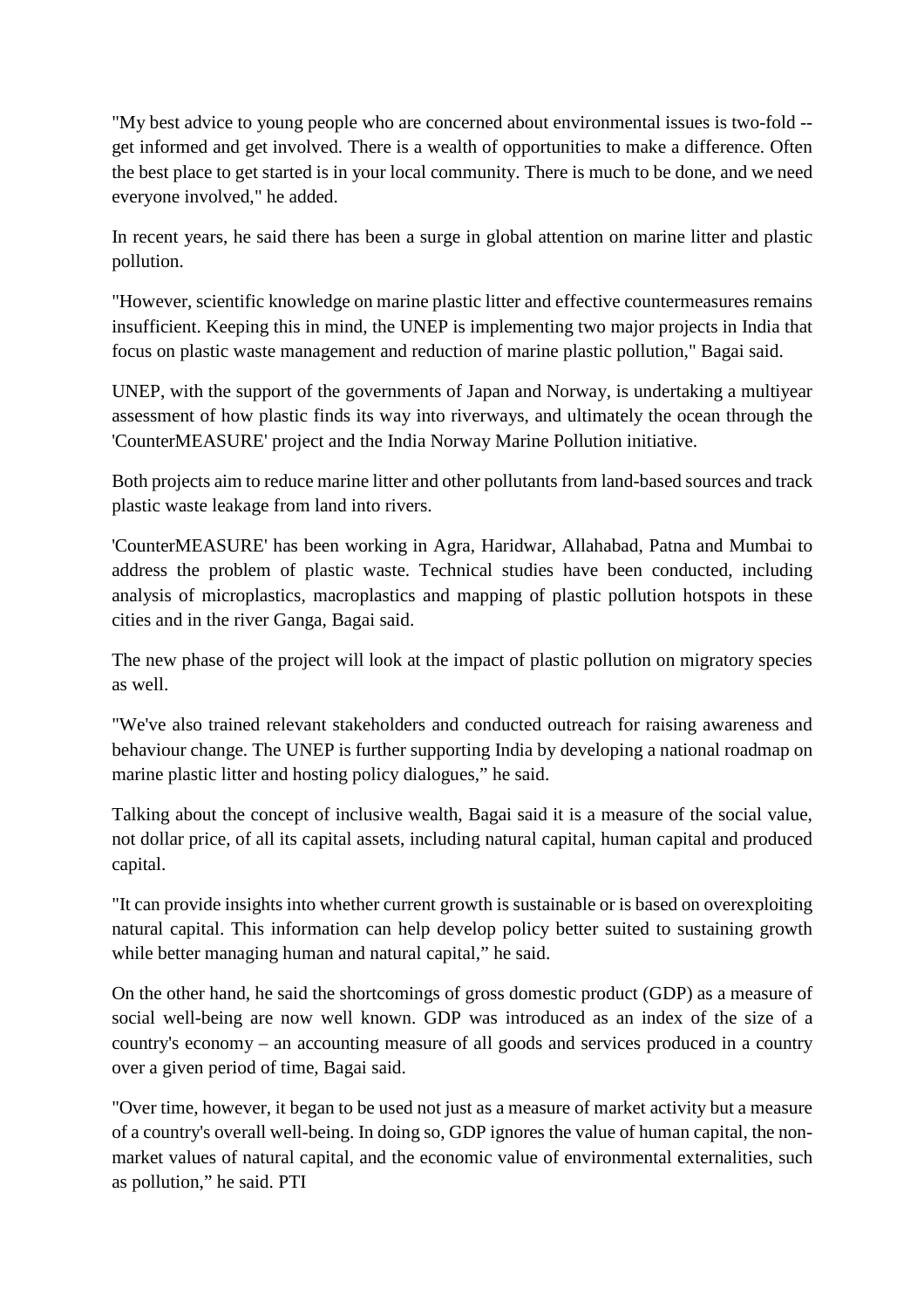"My best advice to young people who are concerned about environmental issues is two-fold -- get informed and get involved. There is a wealth of opportunities to make a difference. Often the best place to get started is in your local community. There is much to be done, and we need everyone involved," he added.

In recent years, he said there has been a surge in global attention on marine litter and plastic pollution.

"However, scientific knowledge on marine plastic litter and effective countermeasures remains insufficient. Keeping this in mind, the UNEP is implementing two major projects in India that focus on plastic waste management and reduction of marine plastic pollution," Bagai said.

UNEP, with the support of the governments of Japan and Norway, is undertaking a multiyear assessment of how plastic finds its way into riverways, and ultimately the ocean through the 'CounterMEASURE' project and the India Norway Marine Pollution initiative.

Both projects aim to reduce marine litter and other pollutants from land-based sources and track plastic waste leakage from land into rivers.

'CounterMEASURE' has been working in Agra, Haridwar, Allahabad, Patna and Mumbai to address the problem of plastic waste. Technical studies have been conducted, including analysis of microplastics, macroplastics and mapping of plastic pollution hotspots in these cities and in the river Ganga, Bagai said.

The new phase of the project will look at the impact of plastic pollution on migratory species as well.

"We've also trained relevant stakeholders and conducted outreach for raising awareness and behaviour change. The UNEP is further supporting India by developing a national roadmap on marine plastic litter and hosting policy dialogues," he said.

Talking about the concept of inclusive wealth, Bagai said it is a measure of the social value, not dollar price, of all its capital assets, including natural capital, human capital and produced capital.

"It can provide insights into whether current growth is sustainable or is based on overexploiting natural capital. This information can help develop policy better suited to sustaining growth while better managing human and natural capital," he said.

On the other hand, he said the shortcomings of gross domestic product (GDP) as a measure of social well-being are now well known. GDP was introduced as an index of the size of a country's economy – an accounting measure of all goods and services produced in a country over a given period of time, Bagai said.

"Over time, however, it began to be used not just as a measure of market activity but a measure of a country's overall well-being. In doing so, GDP ignores the value of human capital, the non-market values of natural capital, and the economic value of environmental externalities, such as pollution," he said. PTI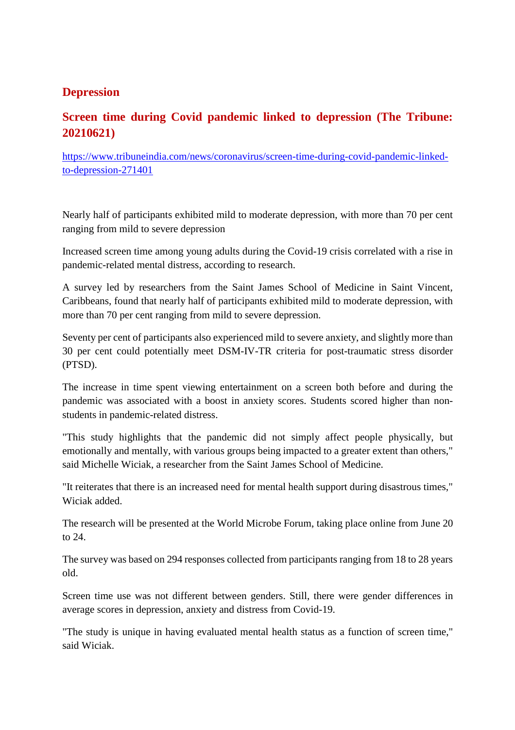## Depression

### Screen time during Covid pandemic linked to depression (The Tribune: 20210621)

https://www.tribuneindia.com/news/coronavirus/screen-time-during-covid-pandemic-linked-to-depression-271401

Nearly half of participants exhibited mild to moderate depression, with more than 70 per cent ranging from mild to severe depression

Increased screen time among young adults during the Covid-19 crisis correlated with a rise in pandemic-related mental distress, according to research.

A survey led by researchers from the Saint James School of Medicine in Saint Vincent, Caribbeans, found that nearly half of participants exhibited mild to moderate depression, with more than 70 per cent ranging from mild to severe depression.

Seventy per cent of participants also experienced mild to severe anxiety, and slightly more than 30 per cent could potentially meet DSM-IV-TR criteria for post-traumatic stress disorder (PTSD).

The increase in time spent viewing entertainment on a screen both before and during the pandemic was associated with a boost in anxiety scores. Students scored higher than non-students in pandemic-related distress.

"This study highlights that the pandemic did not simply affect people physically, but emotionally and mentally, with various groups being impacted to a greater extent than others," said Michelle Wiciak, a researcher from the Saint James School of Medicine.

"It reiterates that there is an increased need for mental health support during disastrous times," Wiciak added.

The research will be presented at the World Microbe Forum, taking place online from June 20 to 24.

The survey was based on 294 responses collected from participants ranging from 18 to 28 years old.

Screen time use was not different between genders. Still, there were gender differences in average scores in depression, anxiety and distress from Covid-19.

"The study is unique in having evaluated mental health status as a function of screen time," said Wiciak.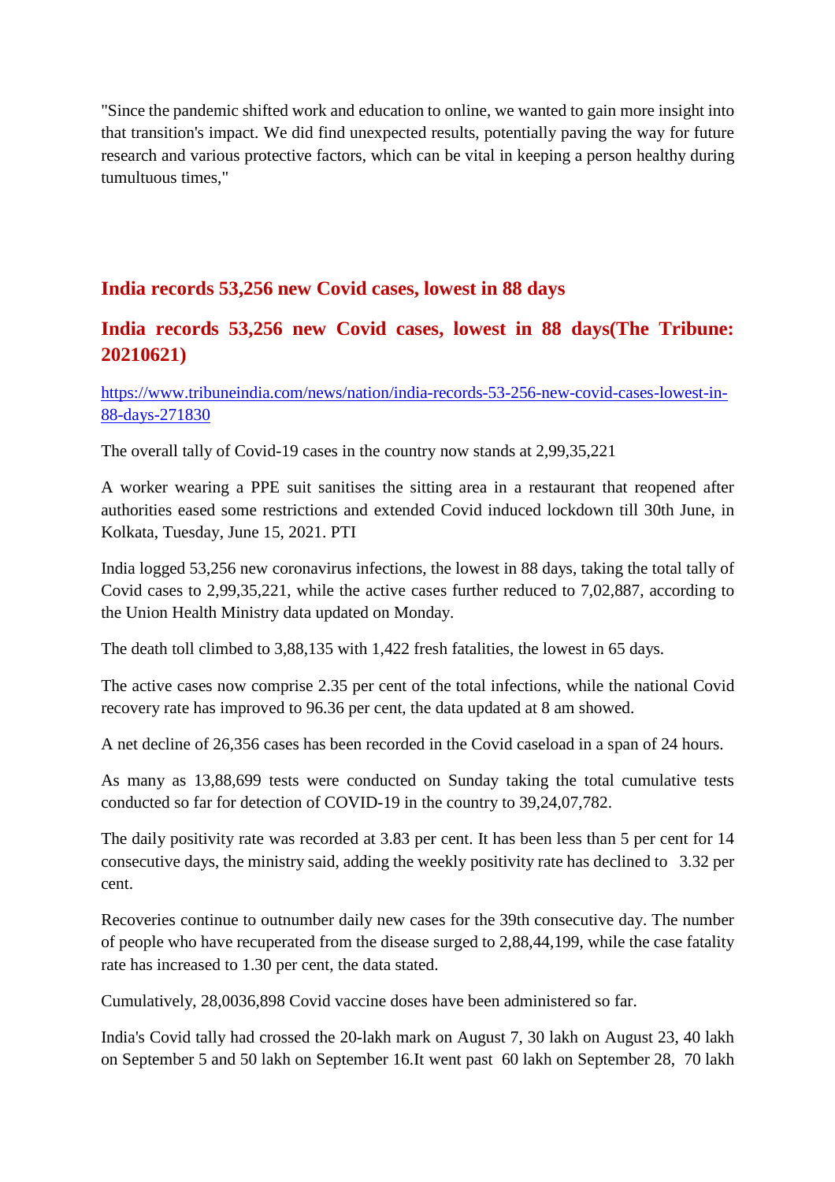"Since the pandemic shifted work and education to online, we wanted to gain more insight into that transition's impact. We did find unexpected results, potentially paving the way for future research and various protective factors, which can be vital in keeping a person healthy during tumultuous times,"

## India records 53,256 new Covid cases, lowest in 88 days

## India records 53,256 new Covid cases, lowest in 88 days(The Tribune: 20210621)

https://www.tribuneindia.com/news/nation/india-records-53-256-new-covid-cases-lowest-in-88-days-271830

The overall tally of Covid-19 cases in the country now stands at 2,99,35,221

A worker wearing a PPE suit sanitises the sitting area in a restaurant that reopened after authorities eased some restrictions and extended Covid induced lockdown till 30th June, in Kolkata, Tuesday, June 15, 2021. PTI

India logged 53,256 new coronavirus infections, the lowest in 88 days, taking the total tally of Covid cases to 2,99,35,221, while the active cases further reduced to 7,02,887, according to the Union Health Ministry data updated on Monday.

The death toll climbed to 3,88,135 with 1,422 fresh fatalities, the lowest in 65 days.

The active cases now comprise 2.35 per cent of the total infections, while the national Covid recovery rate has improved to 96.36 per cent, the data updated at 8 am showed.

A net decline of 26,356 cases has been recorded in the Covid caseload in a span of 24 hours.

As many as 13,88,699 tests were conducted on Sunday taking the total cumulative tests conducted so far for detection of COVID-19 in the country to 39,24,07,782.

The daily positivity rate was recorded at 3.83 per cent. It has been less than 5 per cent for 14 consecutive days, the ministry said, adding the weekly positivity rate has declined to 3.32 per cent.

Recoveries continue to outnumber daily new cases for the 39th consecutive day. The number of people who have recuperated from the disease surged to 2,88,44,199, while the case fatality rate has increased to 1.30 per cent, the data stated.

Cumulatively, 28,0036,898 Covid vaccine doses have been administered so far.

India's Covid tally had crossed the 20-lakh mark on August 7, 30 lakh on August 23, 40 lakh on September 5 and 50 lakh on September 16.It went past 60 lakh on September 28, 70 lakh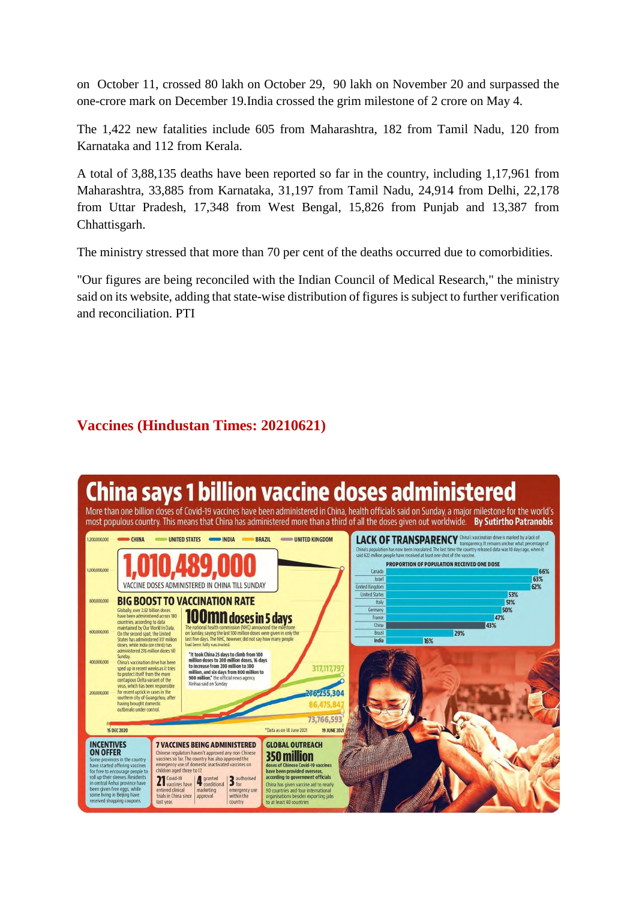on October 11, crossed 80 lakh on October 29, 90 lakh on November 20 and surpassed the one-crore mark on December 19.India crossed the grim milestone of 2 crore on May 4.

The 1,422 new fatalities include 605 from Maharashtra, 182 from Tamil Nadu, 120 from Karnataka and 112 from Kerala.

A total of 3,88,135 deaths have been reported so far in the country, including 1,17,961 from Maharashtra, 33,885 from Karnataka, 31,197 from Tamil Nadu, 24,914 from Delhi, 22,178 from Uttar Pradesh, 17,348 from West Bengal, 15,826 from Punjab and 13,387 from Chhattisgarh.

The ministry stressed that more than 70 per cent of the deaths occurred due to comorbidities.

"Our figures are being reconciled with the Indian Council of Medical Research," the ministry said on its website, adding that state-wise distribution of figures is subject to further verification and reconciliation. PTI

## Vaccines (Hindustan Times: 20210621)

# China says 1 billion vaccine doses administered

More than one billion doses of Covid-19 vaccines have been administered in China, health officials said on Sunday, a major milestone for the world's most populous country. This means that China has administered more than a third of all the doses given out worldwide. **By Sutirtho Patranobis**

**1,010,489,000** VACCINE DOSES ADMINISTERED IN CHINA TILL SUNDAY

CHINA / UNITED STATES / INDIA / BRAZIL / UNITED KINGDOM

317,117,797 / 276,255,304 / 86,475,842 / 73,766,593

15 DEC 2020 — 19 JUNE 2021

*Data as on 18 June 2021

### BIG BOOST TO VACCINATION RATE

Globally, over 2.62 billion doses have been administered across 180 countries, according to data maintained by Our World In Data. On the second spot, the United States has administered 317 million doses, while India (on third) has administered 276 million doses till Sunday.

China's vaccination drive has been sped up in recent weeks as it tries to protect itself from the more contagious Delta variant of the virus, which has been responsible for recent uptick in cases in the southern city of Guangzhou, after having brought domestic outbreaks under control.

**100mn doses in 5 days**

The national health commission (NHC) announced the milestone on Sunday, saying the last 100 million doses were given in only the last five days. The NHC, however, did not say how many people had been fully vaccinated.

**"It took China 25 days to climb from 100 million doses to 200 million doses, 16 days to increase from 200 million to 300 million, and six days from 800 million to 900 million,"** the official news agency Xinhua said on Sunday

### LACK OF TRANSPARENCY

China's vaccination drive is marked by a lack of transparency. It remains unclear what percentage of China's population has now been inoculated. The last time the country released data was 10 days ago, when it said 622 million people have received at least one shot of the vaccine.

**PROPORTION OF POPULATION RECEIVED ONE DOSE**

| Country | Share |
|---|---|
| Canada | 66% |
| Israel | 63% |
| United Kingdom | 62% |
| United States | 53% |
| Italy | 51% |
| Germany | 50% |
| France | 47% |
| China | 43% |
| Brazil | 29% |
| India | 16% |

### INCENTIVES ON OFFER

Some provinces in the country have started offering vaccines for free to encourage people to roll up their sleeves. Residents in central Anhui province have been given free eggs, while some living in Beijing have received shopping coupons.

### 7 VACCINES BEING ADMINISTERED

Chinese regulators haven't approved any non-Chinese vaccines so far. The country has also approved the emergency use of domestic inactivated vaccines on children aged three to 17.

**21** Covid-19 vaccines have entered clinical trials in China since last year

**4** granted conditional marketing approval

**3** authorised for emergency use within the country

### GLOBAL OUTREACH

**350 million** doses of Chinese Covid-19 vaccines have been provided overseas, according to government officials

China has given vaccine aid to nearly 90 countries and four international organisations besides exporting jabs to at least 40 countries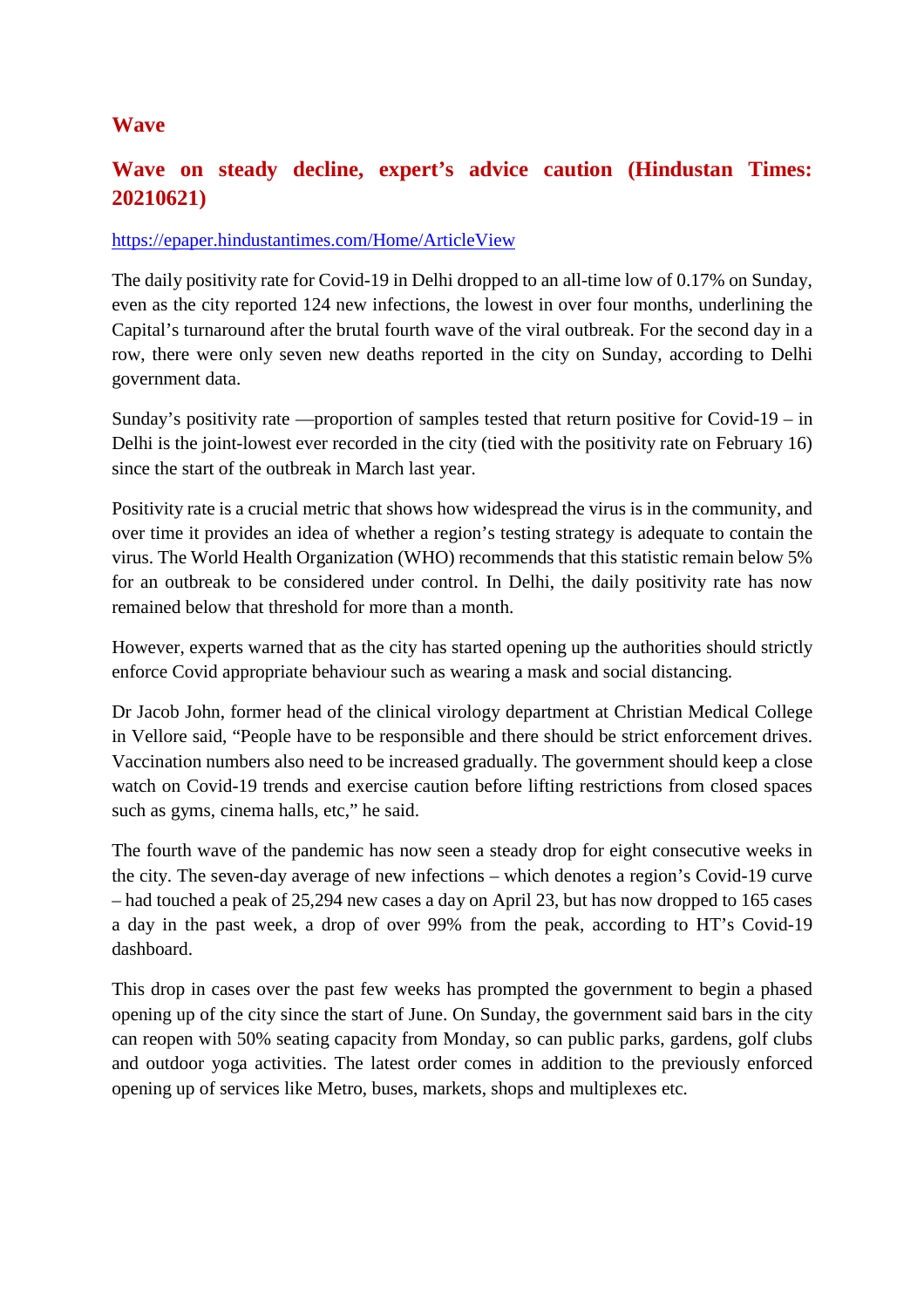## Wave

### Wave on steady decline, expert's advice caution (Hindustan Times: 20210621)

https://epaper.hindustantimes.com/Home/ArticleView

The daily positivity rate for Covid-19 in Delhi dropped to an all-time low of 0.17% on Sunday, even as the city reported 124 new infections, the lowest in over four months, underlining the Capital's turnaround after the brutal fourth wave of the viral outbreak. For the second day in a row, there were only seven new deaths reported in the city on Sunday, according to Delhi government data.

Sunday's positivity rate —proportion of samples tested that return positive for Covid-19 – in Delhi is the joint-lowest ever recorded in the city (tied with the positivity rate on February 16) since the start of the outbreak in March last year.

Positivity rate is a crucial metric that shows how widespread the virus is in the community, and over time it provides an idea of whether a region's testing strategy is adequate to contain the virus. The World Health Organization (WHO) recommends that this statistic remain below 5% for an outbreak to be considered under control. In Delhi, the daily positivity rate has now remained below that threshold for more than a month.

However, experts warned that as the city has started opening up the authorities should strictly enforce Covid appropriate behaviour such as wearing a mask and social distancing.

Dr Jacob John, former head of the clinical virology department at Christian Medical College in Vellore said, "People have to be responsible and there should be strict enforcement drives. Vaccination numbers also need to be increased gradually. The government should keep a close watch on Covid-19 trends and exercise caution before lifting restrictions from closed spaces such as gyms, cinema halls, etc," he said.

The fourth wave of the pandemic has now seen a steady drop for eight consecutive weeks in the city. The seven-day average of new infections – which denotes a region's Covid-19 curve – had touched a peak of 25,294 new cases a day on April 23, but has now dropped to 165 cases a day in the past week, a drop of over 99% from the peak, according to HT's Covid-19 dashboard.

This drop in cases over the past few weeks has prompted the government to begin a phased opening up of the city since the start of June. On Sunday, the government said bars in the city can reopen with 50% seating capacity from Monday, so can public parks, gardens, golf clubs and outdoor yoga activities. The latest order comes in addition to the previously enforced opening up of services like Metro, buses, markets, shops and multiplexes etc.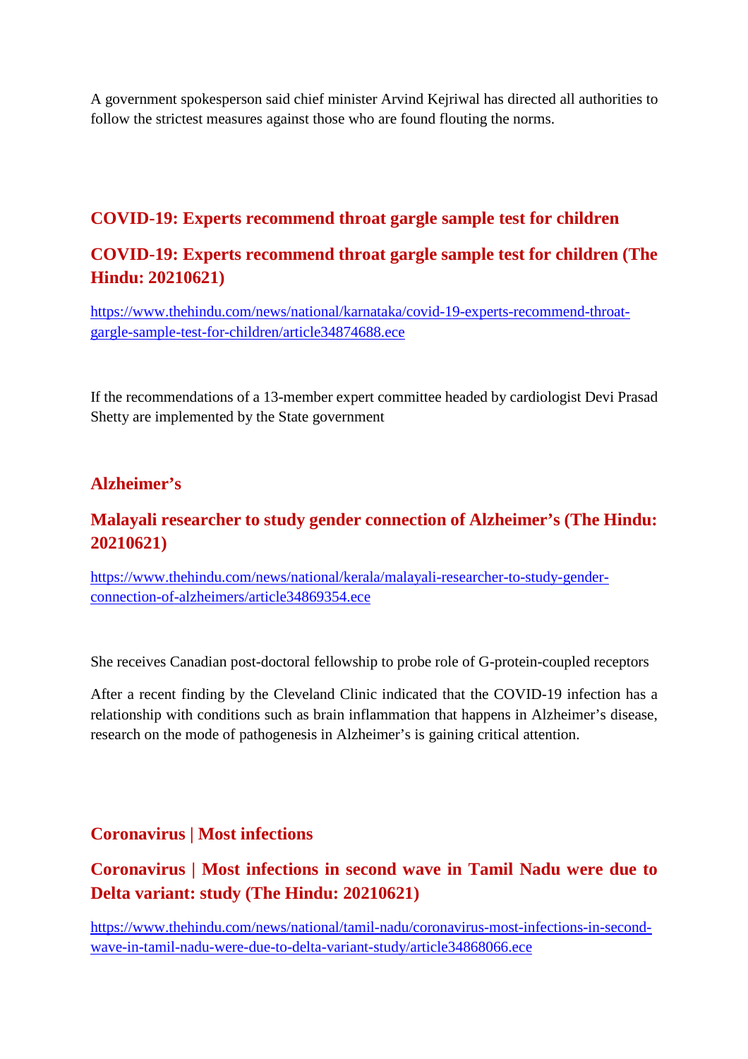A government spokesperson said chief minister Arvind Kejriwal has directed all authorities to follow the strictest measures against those who are found flouting the norms.

## COVID-19: Experts recommend throat gargle sample test for children

## COVID-19: Experts recommend throat gargle sample test for children (The Hindu: 20210621)

https://www.thehindu.com/news/national/karnataka/covid-19-experts-recommend-throat-gargle-sample-test-for-children/article34874688.ece

If the recommendations of a 13-member expert committee headed by cardiologist Devi Prasad Shetty are implemented by the State government

## Alzheimer’s

## Malayali researcher to study gender connection of Alzheimer’s (The Hindu: 20210621)

https://www.thehindu.com/news/national/kerala/malayali-researcher-to-study-gender-connection-of-alzheimers/article34869354.ece

She receives Canadian post-doctoral fellowship to probe role of G-protein-coupled receptors

After a recent finding by the Cleveland Clinic indicated that the COVID-19 infection has a relationship with conditions such as brain inflammation that happens in Alzheimer’s disease, research on the mode of pathogenesis in Alzheimer’s is gaining critical attention.

## Coronavirus | Most infections

## Coronavirus | Most infections in second wave in Tamil Nadu were due to Delta variant: study (The Hindu: 20210621)

https://www.thehindu.com/news/national/tamil-nadu/coronavirus-most-infections-in-second-wave-in-tamil-nadu-were-due-to-delta-variant-study/article34868066.ece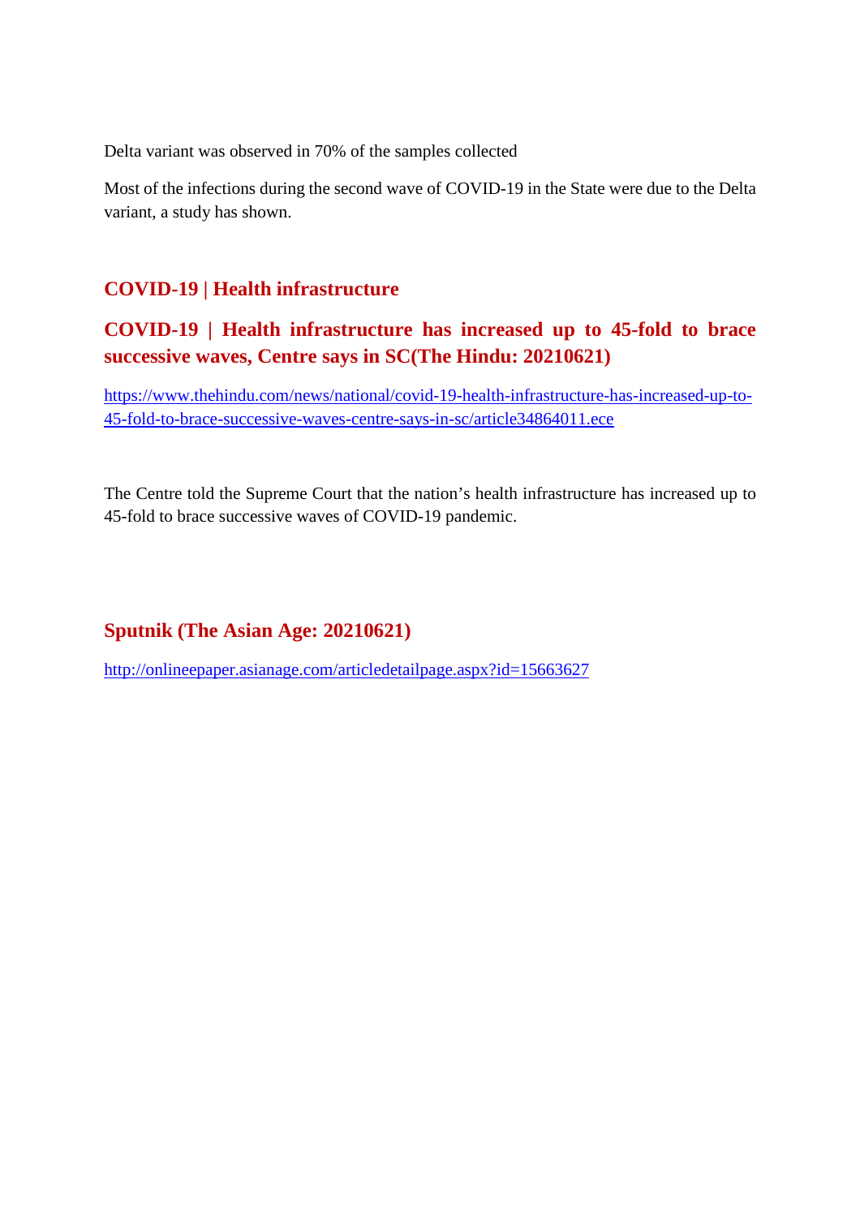Delta variant was observed in 70% of the samples collected

Most of the infections during the second wave of COVID-19 in the State were due to the Delta variant, a study has shown.

## COVID-19 | Health infrastructure

## COVID-19 | Health infrastructure has increased up to 45-fold to brace successive waves, Centre says in SC(The Hindu: 20210621)

https://www.thehindu.com/news/national/covid-19-health-infrastructure-has-increased-up-to-45-fold-to-brace-successive-waves-centre-says-in-sc/article34864011.ece

The Centre told the Supreme Court that the nation's health infrastructure has increased up to 45-fold to brace successive waves of COVID-19 pandemic.

## Sputnik (The Asian Age: 20210621)

http://onlineepaper.asianage.com/articledetailpage.aspx?id=15663627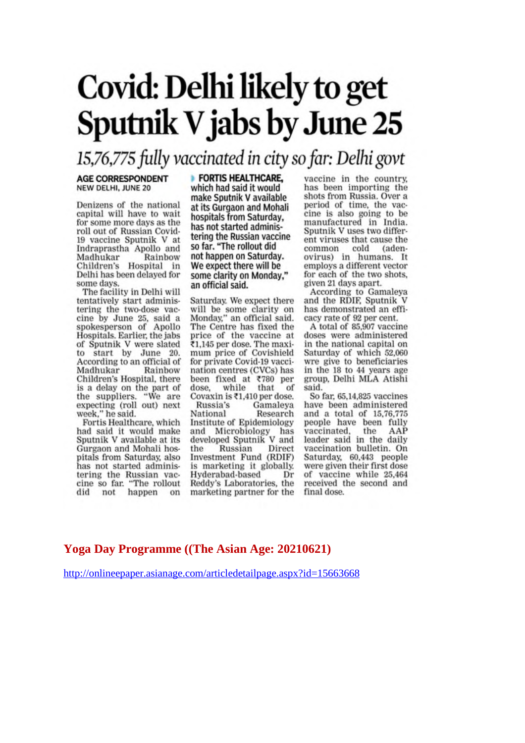# Covid: Delhi likely to get Sputnik V jabs by June 25

## *15,76,775 fully vaccinated in city so far: Delhi govt*

**AGE CORRESPONDENT**
**NEW DELHI, JUNE 20**

Denizens of the national capital will have to wait for some more days as the roll out of Russian Covid-19 vaccine Sputnik V at Indraprastha Apollo and Madhukar Rainbow Children's Hospital in Delhi has been delayed for some days.

The facility in Delhi will tentatively start administering the two-dose vaccine by June 25, said a spokesperson of Apollo Hospitals. Earlier, the jabs of Sputnik V were slated to start by June 20. According to an official of Madhukar Rainbow Children's Hospital, there is a delay on the part of the suppliers. "We are expecting (roll out) next week," he said.

Fortis Healthcare, which had said it would make Sputnik V available at its Gurgaon and Mohali hospitals from Saturday, also has not started administering the Russian vaccine so far. "The rollout did not happen on Saturday. We expect there will be some clarity on Monday," an official said. The Centre has fixed the price of the vaccine at ₹1,145 per dose. The maximum price of Covishield for private Covid-19 vaccination centres (CVCs) has been fixed at ₹780 per dose, while that of Covaxin is ₹1,410 per dose.

> **FORTIS HEALTHCARE,** which had said it would make Sputnik V available at its Gurgaon and Mohali hospitals from Saturday, has not started administering the Russian vaccine so far. "The rollout did not happen on Saturday. We expect there will be some clarity on Monday," an official said.

Russia's Gamaleya National Research Institute of Epidemiology and Microbiology has developed Sputnik V and the Russian Direct Investment Fund (RDIF) is marketing it globally. Hyderabad-based Dr Reddy's Laboratories, the marketing partner for the vaccine in the country, has been importing the shots from Russia. Over a period of time, the vaccine is also going to be manufactured in India. Sputnik V uses two different viruses that cause the common cold (adenovirus) in humans. It employs a different vector for each of the two shots, given 21 days apart.

According to Gamaleya and the RDIF, Sputnik V has demonstrated an efficacy rate of 92 per cent.

A total of 85,907 vaccine doses were administered in the national capital on Saturday of which 52,060 wre give to beneficiaries in the 18 to 44 years age group, Delhi MLA Atishi said.

So far, 65,14,825 vaccines have been administered and a total of 15,76,775 people have been fully vaccinated, the AAP leader said in the daily vaccination bulletin. On Saturday, 60,443 people were given their first dose of vaccine while 25,464 received the second and final dose.

## Yoga Day Programme ((The Asian Age: 20210621)

http://onlineepaper.asianage.com/articledetailpage.aspx?id=15663668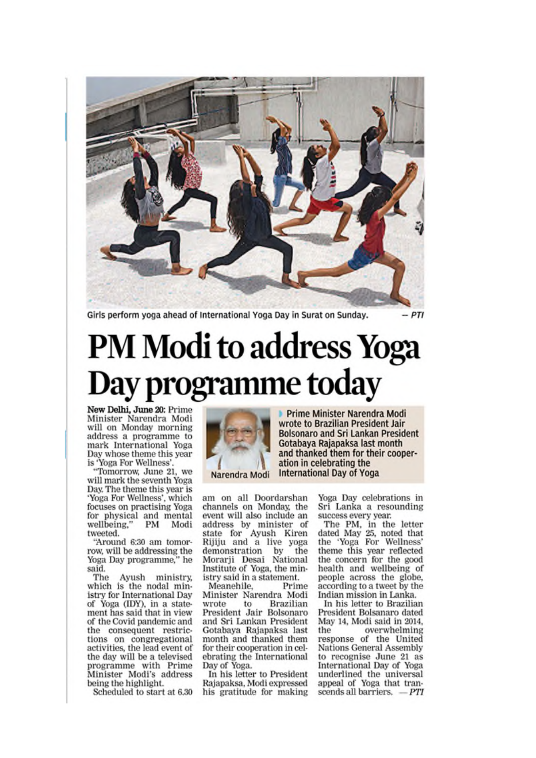Girls perform yoga ahead of International Yoga Day in Surat on Sunday. — PTI

# PM Modi to address Yoga Day programme today

> Prime Minister Narendra Modi wrote to Brazilian President Jair Bolsonaro and Sri Lankan President Gotabaya Rajapaksa last month and thanked them for their cooperation in celebrating the International Day of Yoga

Narendra Modi

**New Delhi, June 20:** Prime Minister Narendra Modi will on Monday morning address a programme to mark International Yoga Day whose theme this year is 'Yoga For Wellness'.

"Tomorrow, June 21, we will mark the seventh Yoga Day. The theme this year is 'Yoga For Wellness', which focuses on practising Yoga for physical and mental wellbeing," PM Modi tweeted.

"Around 6:30 am tomorrow, will be addressing the Yoga Day programme," he said.

The Ayush ministry, which is the nodal ministry for International Day of Yoga (IDY), in a statement has said that in view of the Covid pandemic and the consequent restrictions on congregational activities, the lead event of the day will be a televised programme with Prime Minister Modi's address being the highlight.

Scheduled to start at 6.30 am on all Doordarshan channels on Monday, the event will also include an address by minister of state for Ayush Kiren Rijiju and a live yoga demonstration by the Morarji Desai National Institute of Yoga, the ministry said in a statement.

Meanehile, Prime Minister Narendra Modi wrote to Brazilian President Jair Bolsonaro and Sri Lankan President Gotabaya Rajapaksa last month and thanked them for their cooperation in celebrating the International Day of Yoga.

In his letter to President Rajapaksa, Modi expressed his gratitude for making Yoga Day celebrations in Sri Lanka a resounding success every year.

The PM, in the letter dated May 25, noted that the 'Yoga For Wellness' theme this year reflected the concern for the good health and wellbeing of people across the globe, according to a tweet by the Indian mission in Lanka.

In his letter to Brazilian President Bolsanaro dated May 14, Modi said in 2014, the overwhelming response of the United Nations General Assembly to recognise June 21 as International Day of Yoga underlined the universal appeal of Yoga that transcends all barriers. — *PTI*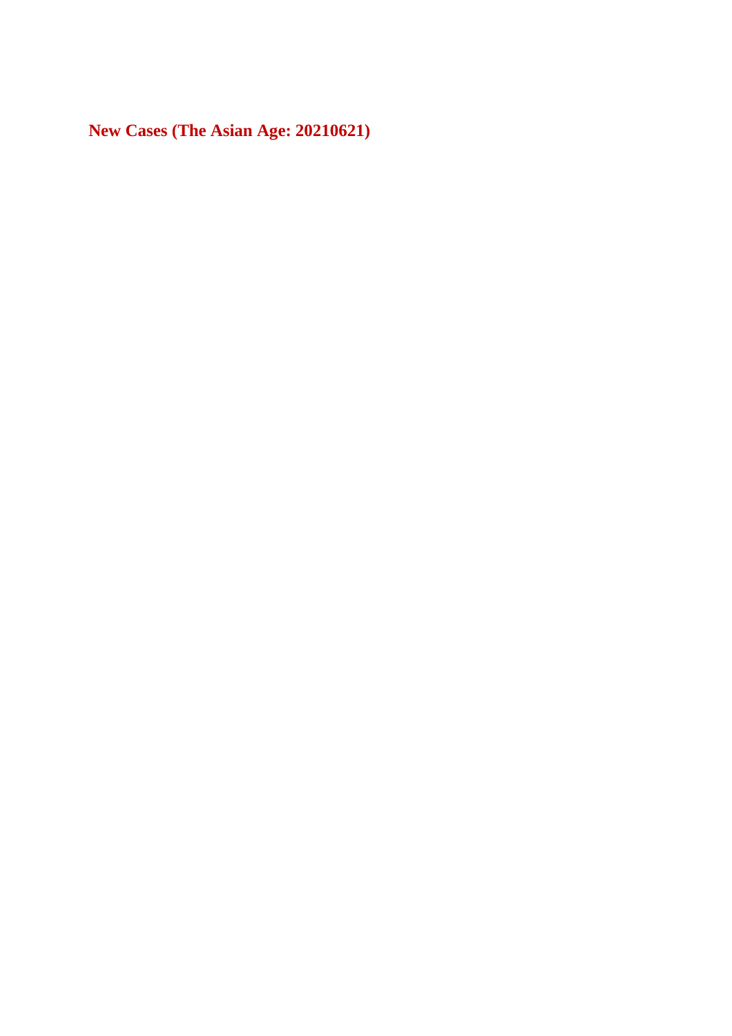**New Cases (The Asian Age: 20210621)**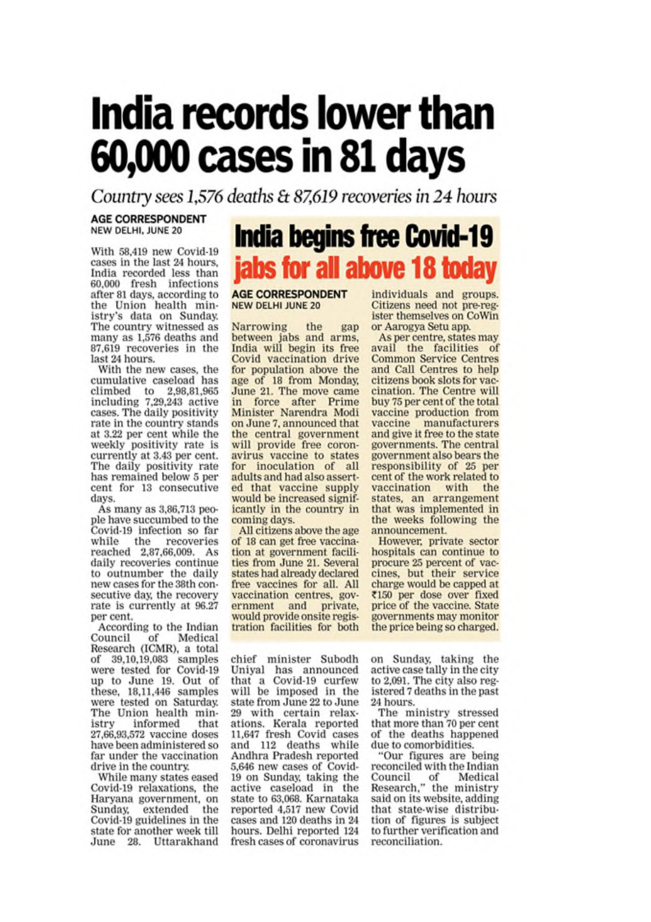# India records lower than 60,000 cases in 81 days

*Country sees 1,576 deaths & 87,619 recoveries in 24 hours*

**AGE CORRESPONDENT**
NEW DELHI, JUNE 20

With 58,419 new Covid-19 cases in the last 24 hours, India recorded less than 60,000 fresh infections after 81 days, according to the Union health ministry's data on Sunday. The country witnessed as many as 1,576 deaths and 87,619 recoveries in the last 24 hours.

With the new cases, the cumulative caseload has climbed to 2,98,81,965 including 7,29,243 active cases. The daily positivity rate in the country stands at 3.22 per cent while the weekly positivity rate is currently at 3.43 per cent. The daily positivity rate has remained below 5 per cent for 13 consecutive days.

As many as 3,86,713 people have succumbed to the Covid-19 infection so far while the recoveries reached 2,87,66,009. As daily recoveries continue to outnumber the daily new cases for the 38th consecutive day, the recovery rate is currently at 96.27 per cent.

According to the Indian Council of Medical Research (ICMR), a total of 39,10,19,083 samples were tested for Covid-19 up to June 19. Out of these, 18,11,446 samples were tested on Saturday. The Union health ministry informed that 27,66,93,572 vaccine doses have been administered so far under the vaccination drive in the country.

While many states eased Covid-19 relaxations, the Haryana government, on Sunday, extended the Covid-19 guidelines in the state for another week till June 28. Uttarakhand chief minister Subodh Uniyal has announced that a Covid-19 curfew will be imposed in the state from June 22 to June 29 with certain relaxations. Kerala reported 11,647 fresh Covid cases and 112 deaths while Andhra Pradesh reported 5,646 new cases of Covid-19 on Sunday, taking the active caseload in the state to 63,068. Karnataka reported 4,517 new Covid cases and 120 deaths in 24 hours. Delhi reported 124 fresh cases of coronavirus on Sunday, taking the active case tally in the city to 2,091. The city also registered 7 deaths in the past 24 hours.

The ministry stressed that more than 70 per cent of the deaths happened due to comorbidities.

"Our figures are being reconciled with the Indian Council of Medical Research," the ministry said on its website, adding that state-wise distribution of figures is subject to further verification and reconciliation.

## India begins free Covid-19 jabs for all above 18 today

**AGE CORRESPONDENT**
NEW DELHI JUNE 20

Narrowing the gap between jabs and arms, India will begin its free Covid vaccination drive for population above the age of 18 from Monday, June 21. The move came in force after Prime Minister Narendra Modi on June 7, announced that the central government will provide free coronavirus vaccine to states for inoculation of all adults and had also asserted that vaccine supply would be increased significantly in the country in coming days.

All citizens above the age of 18 can get free vaccination at government facilities from June 21. Several states had already declared free vaccines for all. All vaccination centres, government and private, would provide onsite registration facilities for both individuals and groups. Citizens need not pre-register themselves on CoWin or Aarogya Setu app.

As per centre, states may avail the facilities of Common Service Centres and Call Centres to help citizens book slots for vaccination. The Centre will buy 75 per cent of the total vaccine production from vaccine manufacturers and give it free to the state governments. The central government also bears the responsibility of 25 per cent of the work related to vaccination with the states, an arrangement that was implemented in the weeks following the announcement.

However, private sector hospitals can continue to procure 25 percent of vaccines, but their service charge would be capped at ₹150 per dose over fixed price of the vaccine. State governments may monitor the price being so charged.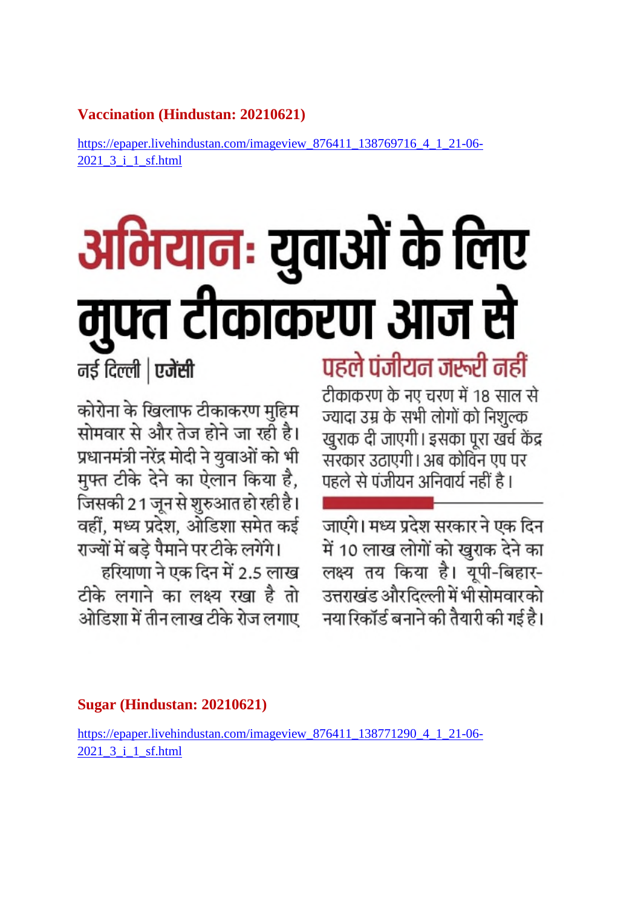## Vaccination (Hindustan: 20210621)

https://epaper.livehindustan.com/imageview_876411_138769716_4_1_21-06-2021_3_i_1_sf.html

# अभियानः युवाओं के लिए मुफ्त टीकाकरण आज से

नई दिल्ली | एजेंसी

कोरोना के खिलाफ टीकाकरण मुहिम सोमवार से और तेज होने जा रही है। प्रधानमंत्री नरेंद्र मोदी ने युवाओं को भी मुफ्त टीके देने का ऐलान किया है, जिसकी 21 जून से शुरुआत हो रही है। वहीं, मध्य प्रदेश, ओडिशा समेत कई राज्यों में बड़े पैमाने पर टीके लगेंगे।

हरियाणा ने एक दिन में 2.5 लाख टीके लगाने का लक्ष्य रखा है तो ओडिशा में तीन लाख टीके रोज लगाए जाएंगे। मध्य प्रदेश सरकार ने एक दिन में 10 लाख लोगों को खुराक देने का लक्ष्य तय किया है। यूपी-बिहार-उत्तराखंड और दिल्ली में भी सोमवार को नया रिकॉर्ड बनाने की तैयारी की गई है।

### पहले पंजीयन जरूरी नहीं

टीकाकरण के नए चरण में 18 साल से ज्यादा उम्र के सभी लोगों को निशुल्क खुराक दी जाएगी। इसका पूरा खर्च केंद्र सरकार उठाएगी। अब कोविन एप पर पहले से पंजीयन अनिवार्य नहीं है।

## Sugar (Hindustan: 20210621)

https://epaper.livehindustan.com/imageview_876411_138771290_4_1_21-06-2021_3_i_1_sf.html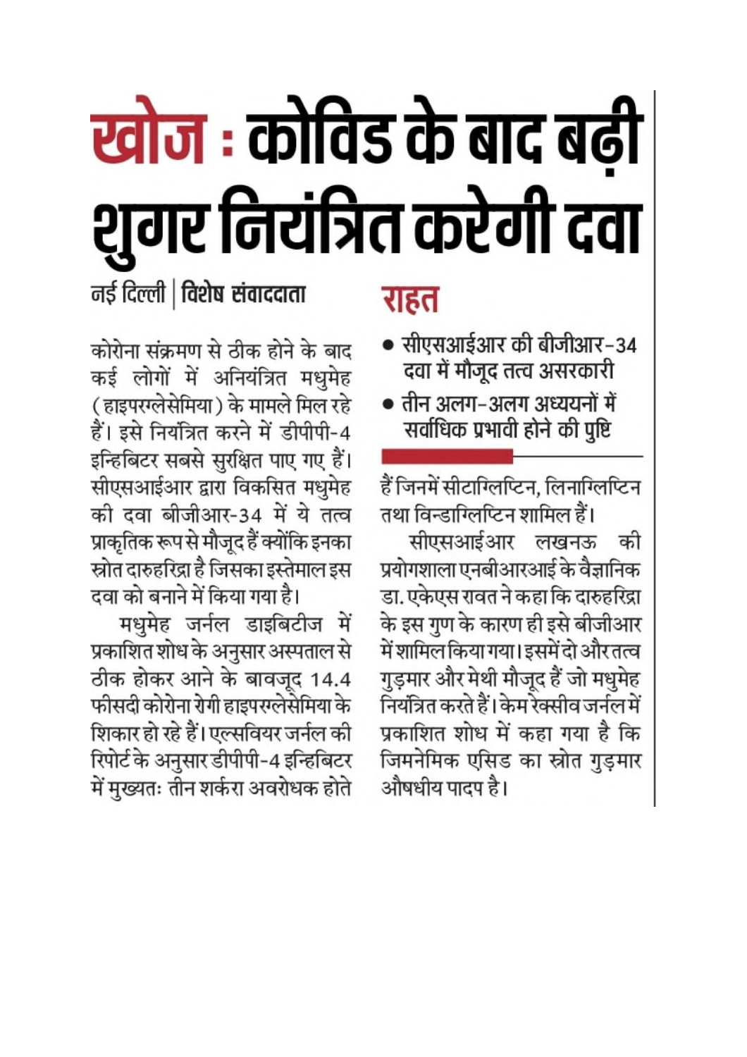# खोज : कोविड के बाद बढ़ी शुगर नियंत्रित करेगी दवा

नई दिल्ली | **विशेष संवाददाता**

## राहत

- सीएसआईआर की बीजीआर-34 दवा में मौजूद तत्व असरकारी
- तीन अलग-अलग अध्ययनों में सर्वाधिक प्रभावी होने की पुष्टि

कोरोना संक्रमण से ठीक होने के बाद कई लोगों में अनियंत्रित मधुमेह (हाइपरग्लेसेमिया) के मामले मिल रहे हैं। इसे नियंत्रित करने में डीपीपी-4 इन्हिबिटर सबसे सुरक्षित पाए गए हैं। सीएसआईआर द्वारा विकसित मधुमेह की दवा बीजीआर-34 में ये तत्व प्राकृतिक रूप से मौजूद हैं क्योंकि इनका स्रोत दारुहरिद्रा है जिसका इस्तेमाल इस दवा को बनाने में किया गया है।

मधुमेह जर्नल डाइबिटीज में प्रकाशित शोध के अनुसार अस्पताल से ठीक होकर आने के बावजूद 14.4 फीसदी कोरोना रोगी हाइपरग्लेसेमिया के शिकार हो रहे हैं। एल्सवियर जर्नल की रिपोर्ट के अनुसार डीपीपी-4 इन्हिबिटर में मुख्यतः तीन शर्करा अवरोधक होते हैं जिनमें सीटाग्लिप्टिन, लिनाग्लिप्टिन तथा विन्डाग्लिप्टिन शामिल हैं।

सीएसआईआर लखनऊ की प्रयोगशाला एनबीआरआई के वैज्ञानिक डा. एकेएस रावत ने कहा कि दारुहरिद्रा के इस गुण के कारण ही इसे बीजीआर में शामिल किया गया। इसमें दो और तत्व गुड़मार और मेथी मौजूद हैं जो मधुमेह नियंत्रित करते हैं। केम रेक्सीव जर्नल में प्रकाशित शोध में कहा गया है कि जिमनेमिक एसिड का स्रोत गुड़मार औषधीय पादप है।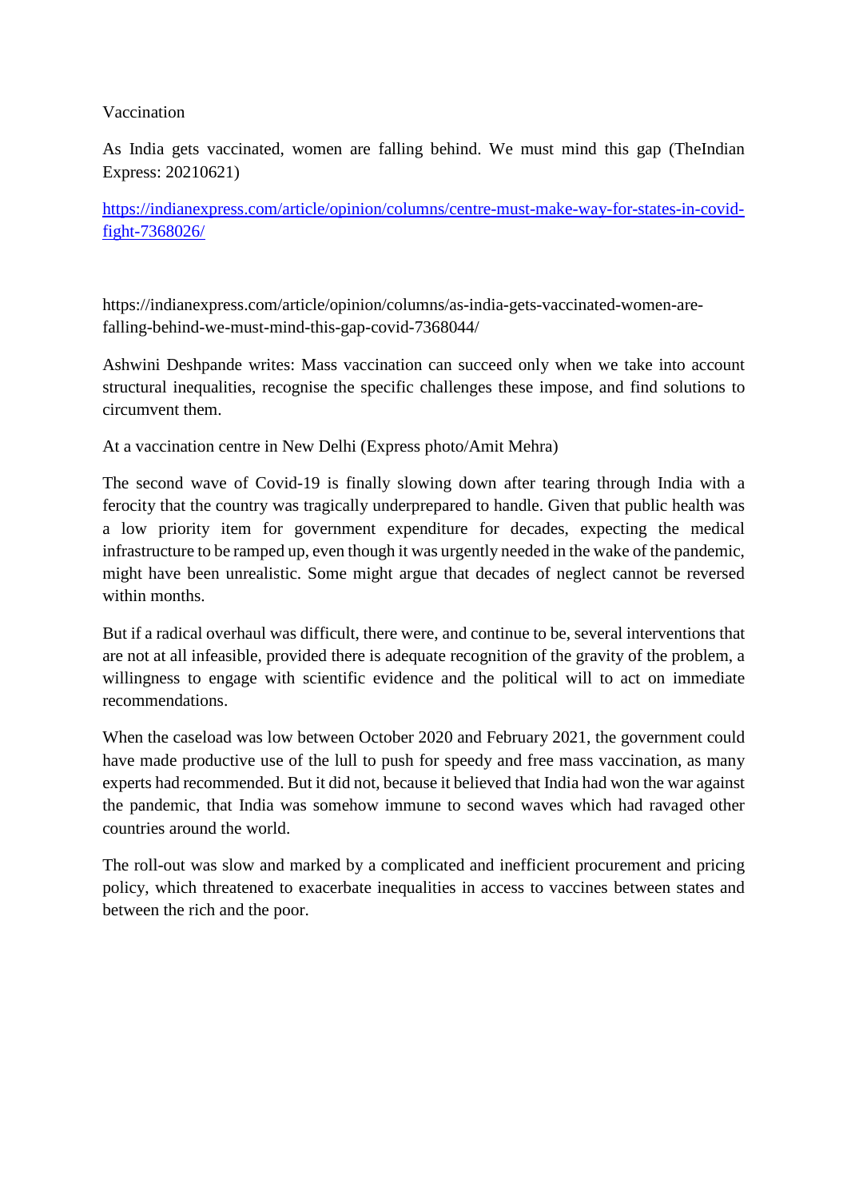Vaccination

As India gets vaccinated, women are falling behind. We must mind this gap (TheIndian Express: 20210621)

[https://indianexpress.com/article/opinion/columns/centre-must-make-way-for-states-in-covid-fight-7368026/](https://indianexpress.com/article/opinion/columns/centre-must-make-way-for-states-in-covid-fight-7368026/)

https://indianexpress.com/article/opinion/columns/as-india-gets-vaccinated-women-are-falling-behind-we-must-mind-this-gap-covid-7368044/

Ashwini Deshpande writes: Mass vaccination can succeed only when we take into account structural inequalities, recognise the specific challenges these impose, and find solutions to circumvent them.

At a vaccination centre in New Delhi (Express photo/Amit Mehra)

The second wave of Covid-19 is finally slowing down after tearing through India with a ferocity that the country was tragically underprepared to handle. Given that public health was a low priority item for government expenditure for decades, expecting the medical infrastructure to be ramped up, even though it was urgently needed in the wake of the pandemic, might have been unrealistic. Some might argue that decades of neglect cannot be reversed within months.

But if a radical overhaul was difficult, there were, and continue to be, several interventions that are not at all infeasible, provided there is adequate recognition of the gravity of the problem, a willingness to engage with scientific evidence and the political will to act on immediate recommendations.

When the caseload was low between October 2020 and February 2021, the government could have made productive use of the lull to push for speedy and free mass vaccination, as many experts had recommended. But it did not, because it believed that India had won the war against the pandemic, that India was somehow immune to second waves which had ravaged other countries around the world.

The roll-out was slow and marked by a complicated and inefficient procurement and pricing policy, which threatened to exacerbate inequalities in access to vaccines between states and between the rich and the poor.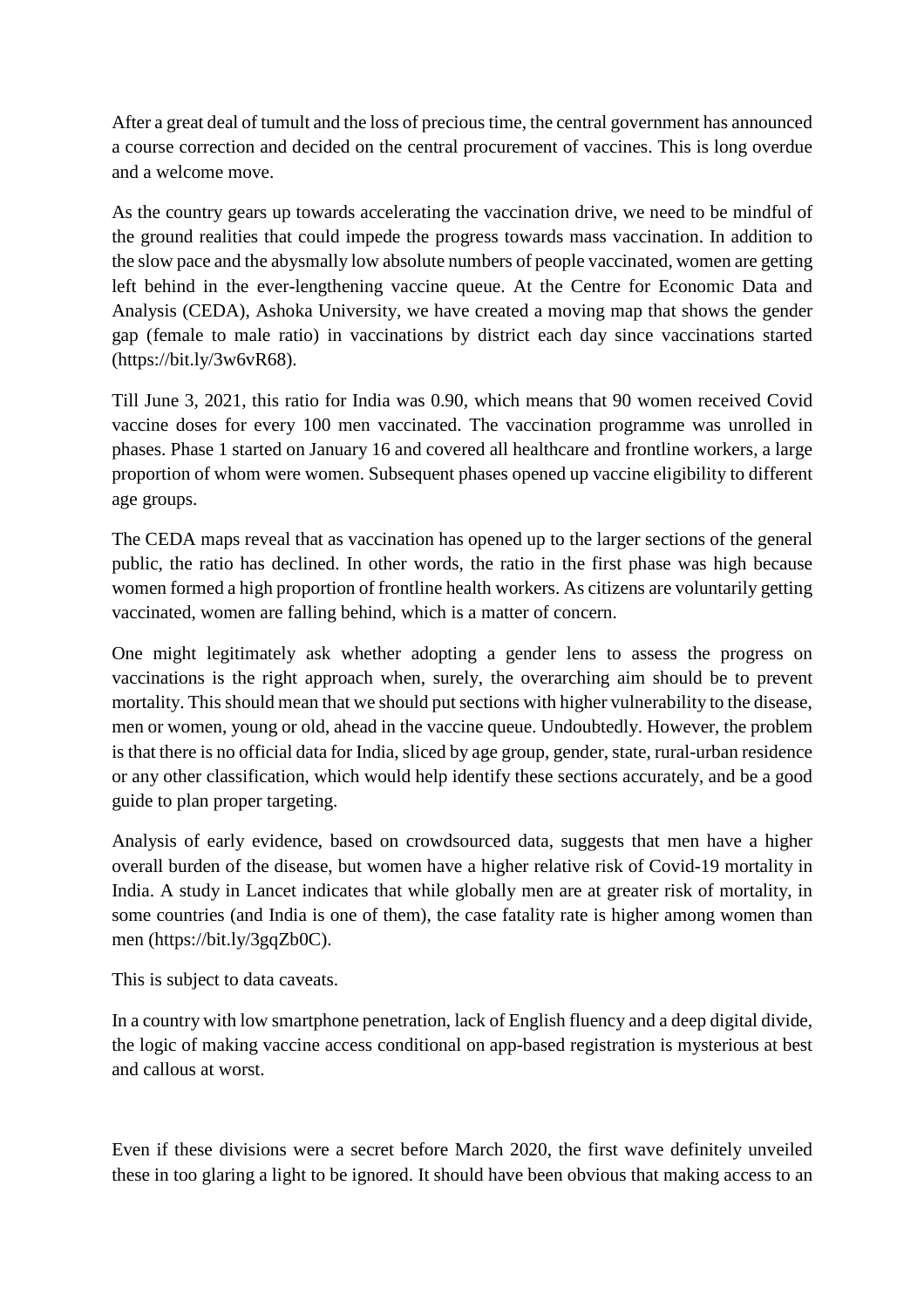After a great deal of tumult and the loss of precious time, the central government has announced a course correction and decided on the central procurement of vaccines. This is long overdue and a welcome move.

As the country gears up towards accelerating the vaccination drive, we need to be mindful of the ground realities that could impede the progress towards mass vaccination. In addition to the slow pace and the abysmally low absolute numbers of people vaccinated, women are getting left behind in the ever-lengthening vaccine queue. At the Centre for Economic Data and Analysis (CEDA), Ashoka University, we have created a moving map that shows the gender gap (female to male ratio) in vaccinations by district each day since vaccinations started (https://bit.ly/3w6vR68).

Till June 3, 2021, this ratio for India was 0.90, which means that 90 women received Covid vaccine doses for every 100 men vaccinated. The vaccination programme was unrolled in phases. Phase 1 started on January 16 and covered all healthcare and frontline workers, a large proportion of whom were women. Subsequent phases opened up vaccine eligibility to different age groups.

The CEDA maps reveal that as vaccination has opened up to the larger sections of the general public, the ratio has declined. In other words, the ratio in the first phase was high because women formed a high proportion of frontline health workers. As citizens are voluntarily getting vaccinated, women are falling behind, which is a matter of concern.

One might legitimately ask whether adopting a gender lens to assess the progress on vaccinations is the right approach when, surely, the overarching aim should be to prevent mortality. This should mean that we should put sections with higher vulnerability to the disease, men or women, young or old, ahead in the vaccine queue. Undoubtedly. However, the problem is that there is no official data for India, sliced by age group, gender, state, rural-urban residence or any other classification, which would help identify these sections accurately, and be a good guide to plan proper targeting.

Analysis of early evidence, based on crowdsourced data, suggests that men have a higher overall burden of the disease, but women have a higher relative risk of Covid-19 mortality in India. A study in Lancet indicates that while globally men are at greater risk of mortality, in some countries (and India is one of them), the case fatality rate is higher among women than men (https://bit.ly/3gqZb0C).

This is subject to data caveats.

In a country with low smartphone penetration, lack of English fluency and a deep digital divide, the logic of making vaccine access conditional on app-based registration is mysterious at best and callous at worst.

Even if these divisions were a secret before March 2020, the first wave definitely unveiled these in too glaring a light to be ignored. It should have been obvious that making access to an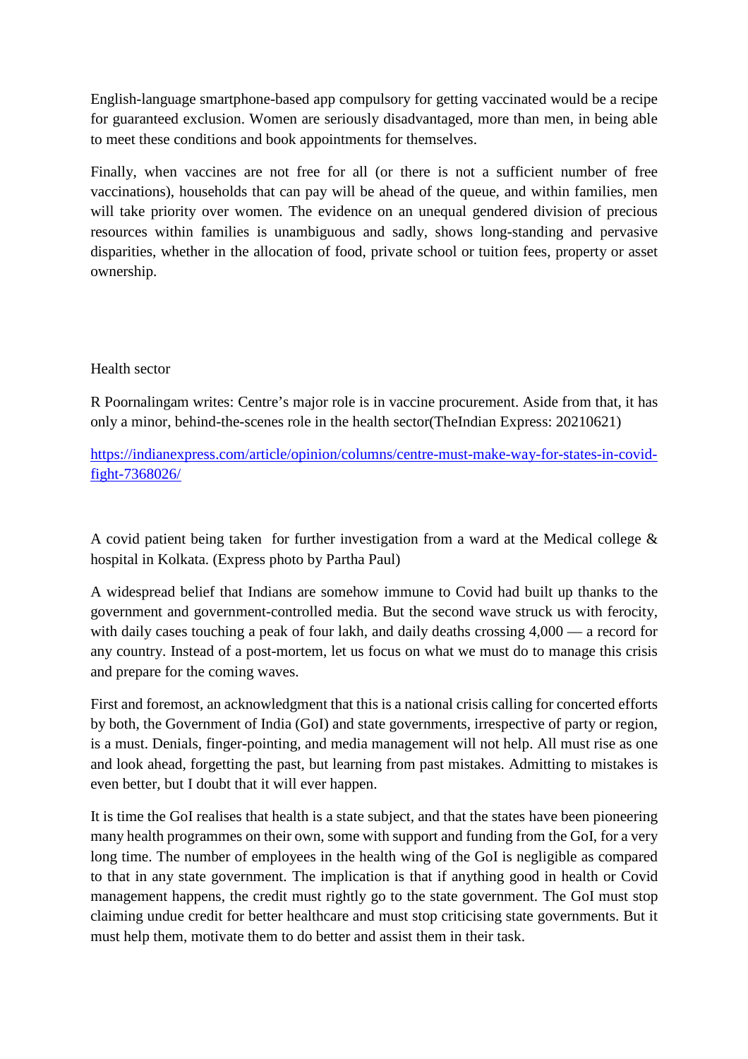English-language smartphone-based app compulsory for getting vaccinated would be a recipe for guaranteed exclusion. Women are seriously disadvantaged, more than men, in being able to meet these conditions and book appointments for themselves.

Finally, when vaccines are not free for all (or there is not a sufficient number of free vaccinations), households that can pay will be ahead of the queue, and within families, men will take priority over women. The evidence on an unequal gendered division of precious resources within families is unambiguous and sadly, shows long-standing and pervasive disparities, whether in the allocation of food, private school or tuition fees, property or asset ownership.

## Health sector

R Poornalingam writes: Centre's major role is in vaccine procurement. Aside from that, it has only a minor, behind-the-scenes role in the health sector(TheIndian Express: 20210621)

https://indianexpress.com/article/opinion/columns/centre-must-make-way-for-states-in-covid-fight-7368026/

A covid patient being taken for further investigation from a ward at the Medical college & hospital in Kolkata. (Express photo by Partha Paul)

A widespread belief that Indians are somehow immune to Covid had built up thanks to the government and government-controlled media. But the second wave struck us with ferocity, with daily cases touching a peak of four lakh, and daily deaths crossing 4,000 — a record for any country. Instead of a post-mortem, let us focus on what we must do to manage this crisis and prepare for the coming waves.

First and foremost, an acknowledgment that this is a national crisis calling for concerted efforts by both, the Government of India (GoI) and state governments, irrespective of party or region, is a must. Denials, finger-pointing, and media management will not help. All must rise as one and look ahead, forgetting the past, but learning from past mistakes. Admitting to mistakes is even better, but I doubt that it will ever happen.

It is time the GoI realises that health is a state subject, and that the states have been pioneering many health programmes on their own, some with support and funding from the GoI, for a very long time. The number of employees in the health wing of the GoI is negligible as compared to that in any state government. The implication is that if anything good in health or Covid management happens, the credit must rightly go to the state government. The GoI must stop claiming undue credit for better healthcare and must stop criticising state governments. But it must help them, motivate them to do better and assist them in their task.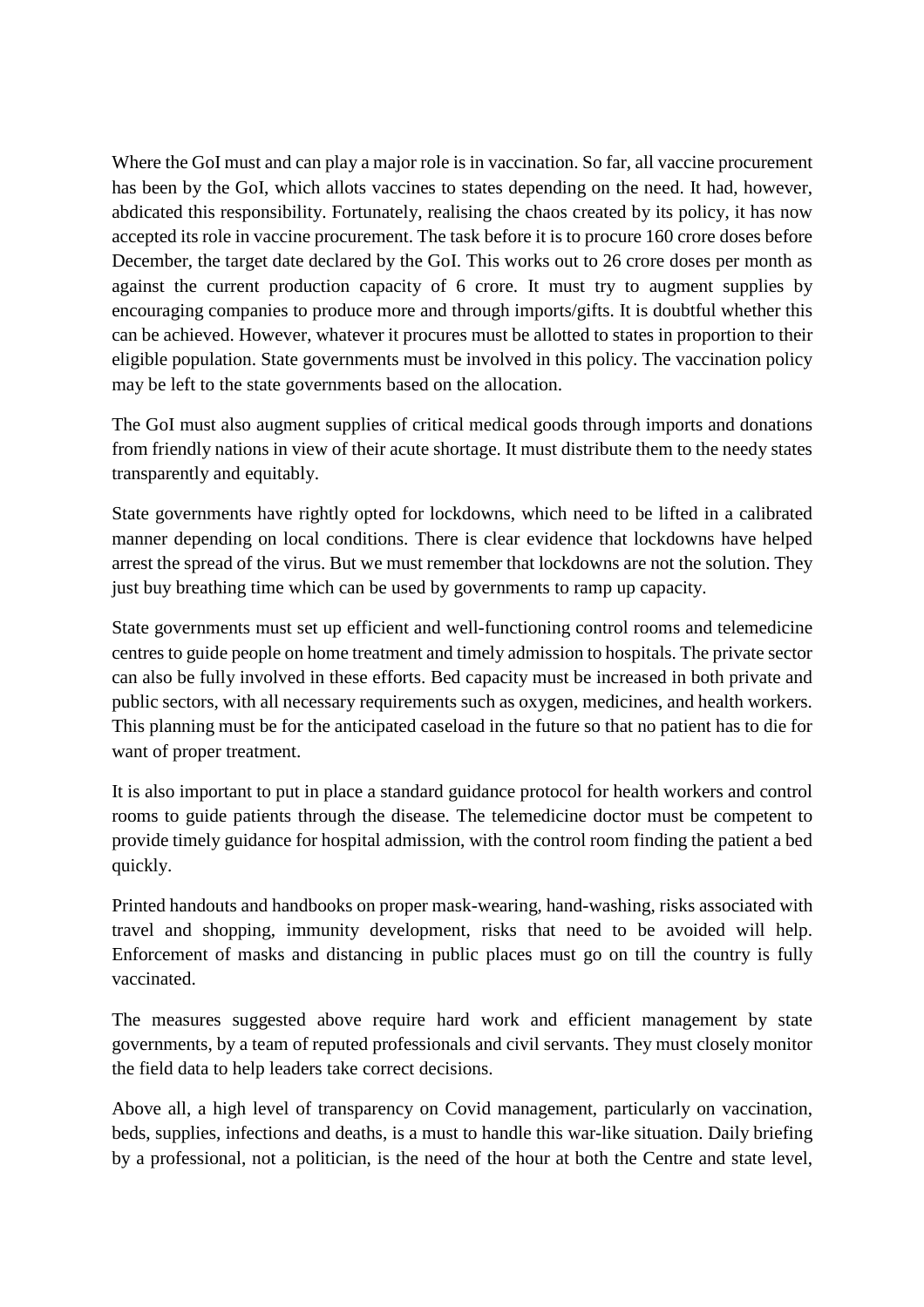Where the GoI must and can play a major role is in vaccination. So far, all vaccine procurement has been by the GoI, which allots vaccines to states depending on the need. It had, however, abdicated this responsibility. Fortunately, realising the chaos created by its policy, it has now accepted its role in vaccine procurement. The task before it is to procure 160 crore doses before December, the target date declared by the GoI. This works out to 26 crore doses per month as against the current production capacity of 6 crore. It must try to augment supplies by encouraging companies to produce more and through imports/gifts. It is doubtful whether this can be achieved. However, whatever it procures must be allotted to states in proportion to their eligible population. State governments must be involved in this policy. The vaccination policy may be left to the state governments based on the allocation.

The GoI must also augment supplies of critical medical goods through imports and donations from friendly nations in view of their acute shortage. It must distribute them to the needy states transparently and equitably.

State governments have rightly opted for lockdowns, which need to be lifted in a calibrated manner depending on local conditions. There is clear evidence that lockdowns have helped arrest the spread of the virus. But we must remember that lockdowns are not the solution. They just buy breathing time which can be used by governments to ramp up capacity.

State governments must set up efficient and well-functioning control rooms and telemedicine centres to guide people on home treatment and timely admission to hospitals. The private sector can also be fully involved in these efforts. Bed capacity must be increased in both private and public sectors, with all necessary requirements such as oxygen, medicines, and health workers. This planning must be for the anticipated caseload in the future so that no patient has to die for want of proper treatment.

It is also important to put in place a standard guidance protocol for health workers and control rooms to guide patients through the disease. The telemedicine doctor must be competent to provide timely guidance for hospital admission, with the control room finding the patient a bed quickly.

Printed handouts and handbooks on proper mask-wearing, hand-washing, risks associated with travel and shopping, immunity development, risks that need to be avoided will help. Enforcement of masks and distancing in public places must go on till the country is fully vaccinated.

The measures suggested above require hard work and efficient management by state governments, by a team of reputed professionals and civil servants. They must closely monitor the field data to help leaders take correct decisions.

Above all, a high level of transparency on Covid management, particularly on vaccination, beds, supplies, infections and deaths, is a must to handle this war-like situation. Daily briefing by a professional, not a politician, is the need of the hour at both the Centre and state level,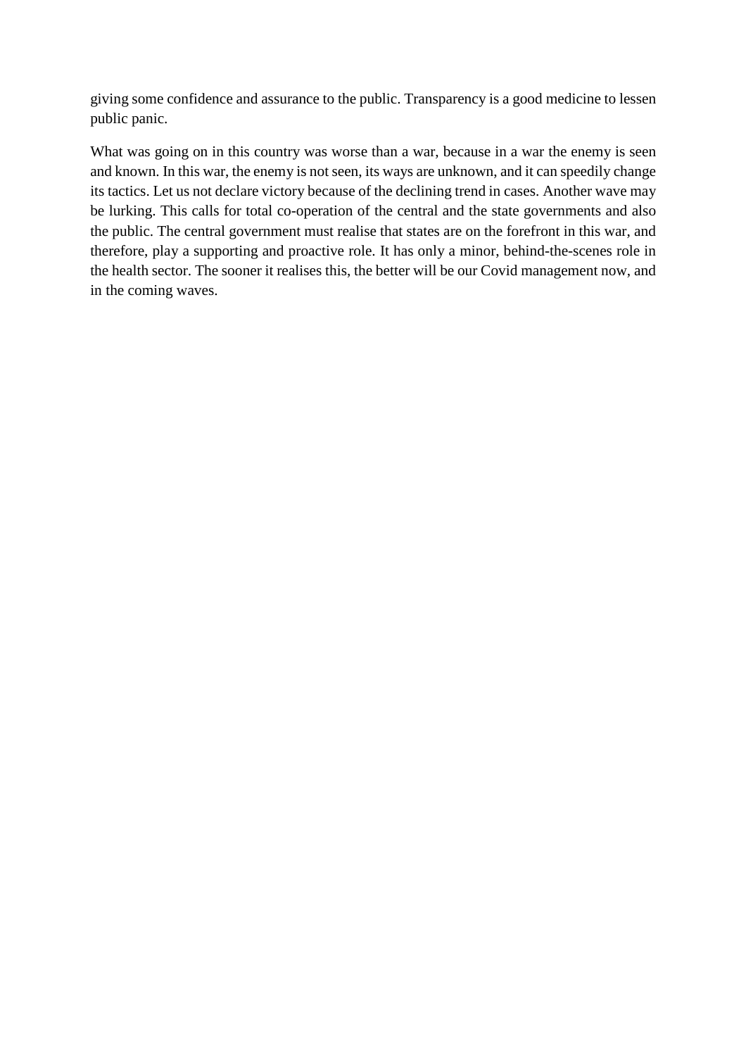giving some confidence and assurance to the public. Transparency is a good medicine to lessen public panic.

What was going on in this country was worse than a war, because in a war the enemy is seen and known. In this war, the enemy is not seen, its ways are unknown, and it can speedily change its tactics. Let us not declare victory because of the declining trend in cases. Another wave may be lurking. This calls for total co-operation of the central and the state governments and also the public. The central government must realise that states are on the forefront in this war, and therefore, play a supporting and proactive role. It has only a minor, behind-the-scenes role in the health sector. The sooner it realises this, the better will be our Covid management now, and in the coming waves.